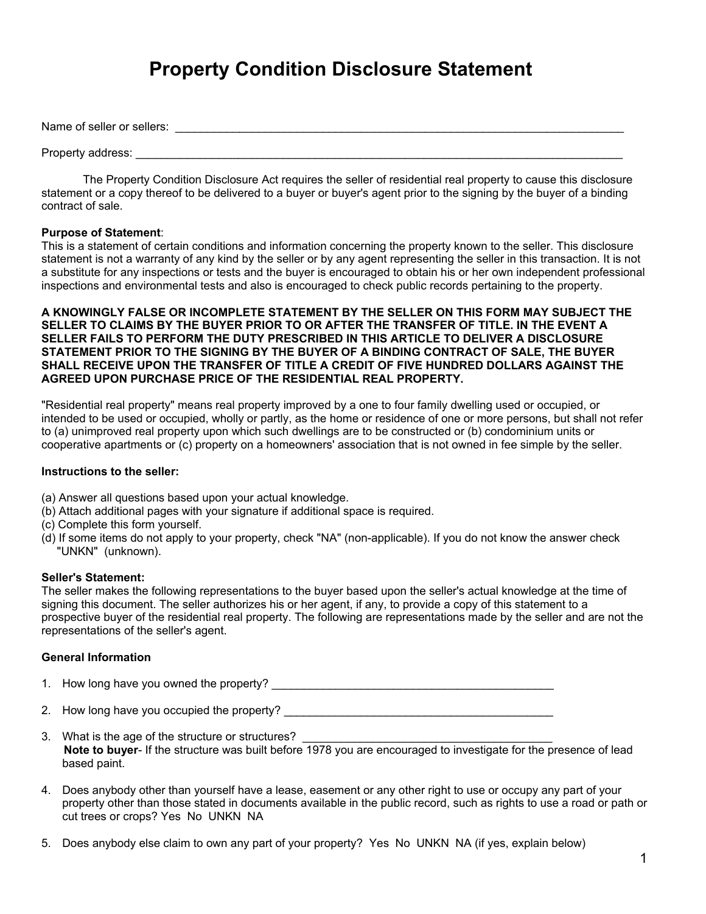# Property Condition Disclosure Statement

Name of seller or sellers: ___________________________________________________________________________

Property address: _________________________________________________________________________________

The Property Condition Disclosure Act requires the seller of residential real property to cause this disclosure statement or a copy thereof to be delivered to a buyer or buyer's agent prior to the signing by the buyer of a binding contract of sale.

**Purpose of Statement**:
This is a statement of certain conditions and information concerning the property known to the seller. This disclosure statement is not a warranty of any kind by the seller or by any agent representing the seller in this transaction. It is not a substitute for any inspections or tests and the buyer is encouraged to obtain his or her own independent professional inspections and environmental tests and also is encouraged to check public records pertaining to the property.

**A KNOWINGLY FALSE OR INCOMPLETE STATEMENT BY THE SELLER ON THIS FORM MAY SUBJECT THE SELLER TO CLAIMS BY THE BUYER PRIOR TO OR AFTER THE TRANSFER OF TITLE. IN THE EVENT A SELLER FAILS TO PERFORM THE DUTY PRESCRIBED IN THIS ARTICLE TO DELIVER A DISCLOSURE STATEMENT PRIOR TO THE SIGNING BY THE BUYER OF A BINDING CONTRACT OF SALE, THE BUYER SHALL RECEIVE UPON THE TRANSFER OF TITLE A CREDIT OF FIVE HUNDRED DOLLARS AGAINST THE AGREED UPON PURCHASE PRICE OF THE RESIDENTIAL REAL PROPERTY.**

"Residential real property" means real property improved by a one to four family dwelling used or occupied, or intended to be used or occupied, wholly or partly, as the home or residence of one or more persons, but shall not refer to (a) unimproved real property upon which such dwellings are to be constructed or (b) condominium units or cooperative apartments or (c) property on a homeowners' association that is not owned in fee simple by the seller.

**Instructions to the seller:**

(a) Answer all questions based upon your actual knowledge.
(b) Attach additional pages with your signature if additional space is required.
(c) Complete this form yourself.
(d) If some items do not apply to your property, check "NA" (non-applicable). If you do not know the answer check "UNKN" (unknown).

**Seller's Statement:**
The seller makes the following representations to the buyer based upon the seller's actual knowledge at the time of signing this document. The seller authorizes his or her agent, if any, to provide a copy of this statement to a prospective buyer of the residential real property. The following are representations made by the seller and are not the representations of the seller's agent.

**General Information**

1. How long have you owned the property? _____________________________________________

2. How long have you occupied the property? ___________________________________________

3. What is the age of the structure or structures? ________________________________________
   **Note to buyer**- If the structure was built before 1978 you are encouraged to investigate for the presence of lead based paint.

4. Does anybody other than yourself have a lease, easement or any other right to use or occupy any part of your property other than those stated in documents available in the public record, such as rights to use a road or path or cut trees or crops? Yes No UNKN NA

5. Does anybody else claim to own any part of your property? Yes No UNKN NA (if yes, explain below)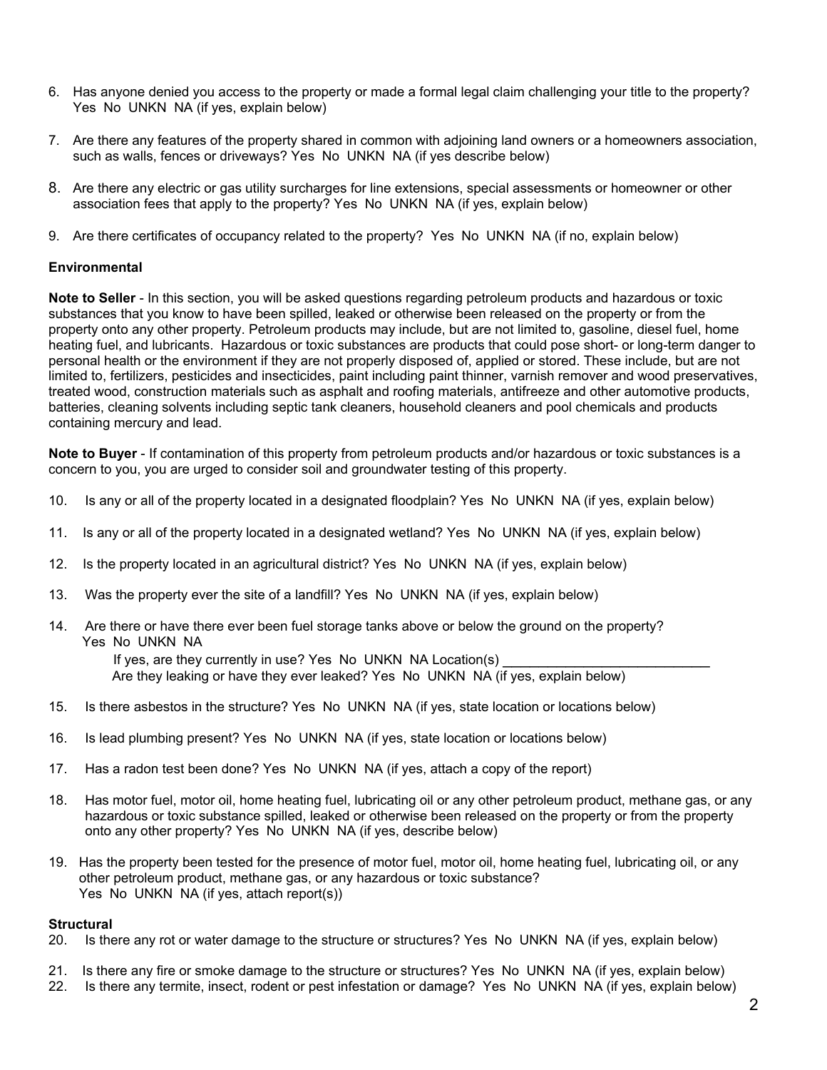6. Has anyone denied you access to the property or made a formal legal claim challenging your title to the property? Yes No UNKN NA (if yes, explain below)

7. Are there any features of the property shared in common with adjoining land owners or a homeowners association, such as walls, fences or driveways? Yes No UNKN NA (if yes describe below)

8. Are there any electric or gas utility surcharges for line extensions, special assessments or homeowner or other association fees that apply to the property? Yes No UNKN NA (if yes, explain below)

9. Are there certificates of occupancy related to the property? Yes No UNKN NA (if no, explain below)

**Environmental**

**Note to Seller** - In this section, you will be asked questions regarding petroleum products and hazardous or toxic substances that you know to have been spilled, leaked or otherwise been released on the property or from the property onto any other property. Petroleum products may include, but are not limited to, gasoline, diesel fuel, home heating fuel, and lubricants. Hazardous or toxic substances are products that could pose short- or long-term danger to personal health or the environment if they are not properly disposed of, applied or stored. These include, but are not limited to, fertilizers, pesticides and insecticides, paint including paint thinner, varnish remover and wood preservatives, treated wood, construction materials such as asphalt and roofing materials, antifreeze and other automotive products, batteries, cleaning solvents including septic tank cleaners, household cleaners and pool chemicals and products containing mercury and lead.

**Note to Buyer** - If contamination of this property from petroleum products and/or hazardous or toxic substances is a concern to you, you are urged to consider soil and groundwater testing of this property.

10. Is any or all of the property located in a designated floodplain? Yes No UNKN NA (if yes, explain below)

11. Is any or all of the property located in a designated wetland? Yes No UNKN NA (if yes, explain below)

12. Is the property located in an agricultural district? Yes No UNKN NA (if yes, explain below)

13. Was the property ever the site of a landfill? Yes No UNKN NA (if yes, explain below)

14. Are there or have there ever been fuel storage tanks above or below the ground on the property? Yes No UNKN NA

    If yes, are they currently in use? Yes No UNKN NA Location(s) ____________________________

    Are they leaking or have they ever leaked? Yes No UNKN NA (if yes, explain below)

15. Is there asbestos in the structure? Yes No UNKN NA (if yes, state location or locations below)

16. Is lead plumbing present? Yes No UNKN NA (if yes, state location or locations below)

17. Has a radon test been done? Yes No UNKN NA (if yes, attach a copy of the report)

18. Has motor fuel, motor oil, home heating fuel, lubricating oil or any other petroleum product, methane gas, or any hazardous or toxic substance spilled, leaked or otherwise been released on the property or from the property onto any other property? Yes No UNKN NA (if yes, describe below)

19. Has the property been tested for the presence of motor fuel, motor oil, home heating fuel, lubricating oil, or any other petroleum product, methane gas, or any hazardous or toxic substance? Yes No UNKN NA (if yes, attach report(s))

**Structural**

20. Is there any rot or water damage to the structure or structures? Yes No UNKN NA (if yes, explain below)

21. Is there any fire or smoke damage to the structure or structures? Yes No UNKN NA (if yes, explain below)

22. Is there any termite, insect, rodent or pest infestation or damage? Yes No UNKN NA (if yes, explain below)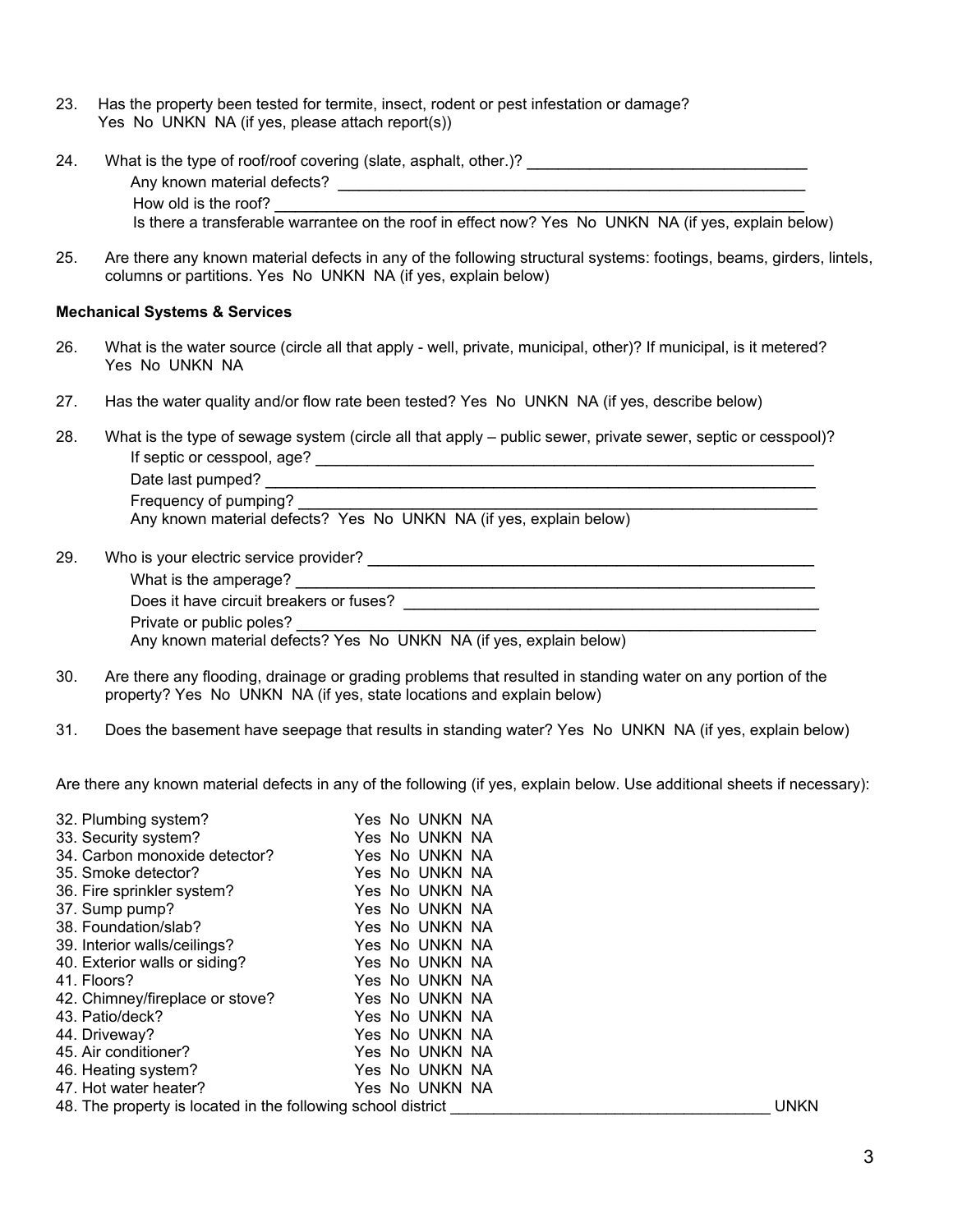23. Has the property been tested for termite, insect, rodent or pest infestation or damage?
    Yes No UNKN NA (if yes, please attach report(s))

24. What is the type of roof/roof covering (slate, asphalt, other.)? ________________________________
    Any known material defects? ________________________________
    How old is the roof? ________________________________
    Is there a transferable warrantee on the roof in effect now? Yes No UNKN NA (if yes, explain below)

25. Are there any known material defects in any of the following structural systems: footings, beams, girders, lintels, columns or partitions. Yes No UNKN NA (if yes, explain below)

**Mechanical Systems & Services**

26. What is the water source (circle all that apply - well, private, municipal, other)? If municipal, is it metered? Yes No UNKN NA

27. Has the water quality and/or flow rate been tested? Yes No UNKN NA (if yes, describe below)

28. What is the type of sewage system (circle all that apply – public sewer, private sewer, septic or cesspool)?
    If septic or cesspool, age? ________________________________
    Date last pumped? ________________________________
    Frequency of pumping? ________________________________
    Any known material defects? Yes No UNKN NA (if yes, explain below)

29. Who is your electric service provider? ________________________________
    What is the amperage? ________________________________
    Does it have circuit breakers or fuses? ________________________________
    Private or public poles? ________________________________
    Any known material defects? Yes No UNKN NA (if yes, explain below)

30. Are there any flooding, drainage or grading problems that resulted in standing water on any portion of the property? Yes No UNKN NA (if yes, state locations and explain below)

31. Does the basement have seepage that results in standing water? Yes No UNKN NA (if yes, explain below)

Are there any known material defects in any of the following (if yes, explain below. Use additional sheets if necessary):

32. Plumbing system? Yes No UNKN NA
33. Security system? Yes No UNKN NA
34. Carbon monoxide detector? Yes No UNKN NA
35. Smoke detector? Yes No UNKN NA
36. Fire sprinkler system? Yes No UNKN NA
37. Sump pump? Yes No UNKN NA
38. Foundation/slab? Yes No UNKN NA
39. Interior walls/ceilings? Yes No UNKN NA
40. Exterior walls or siding? Yes No UNKN NA
41. Floors? Yes No UNKN NA
42. Chimney/fireplace or stove? Yes No UNKN NA
43. Patio/deck? Yes No UNKN NA
44. Driveway? Yes No UNKN NA
45. Air conditioner? Yes No UNKN NA
46. Heating system? Yes No UNKN NA
47. Hot water heater? Yes No UNKN NA
48. The property is located in the following school district ________________________________ UNKN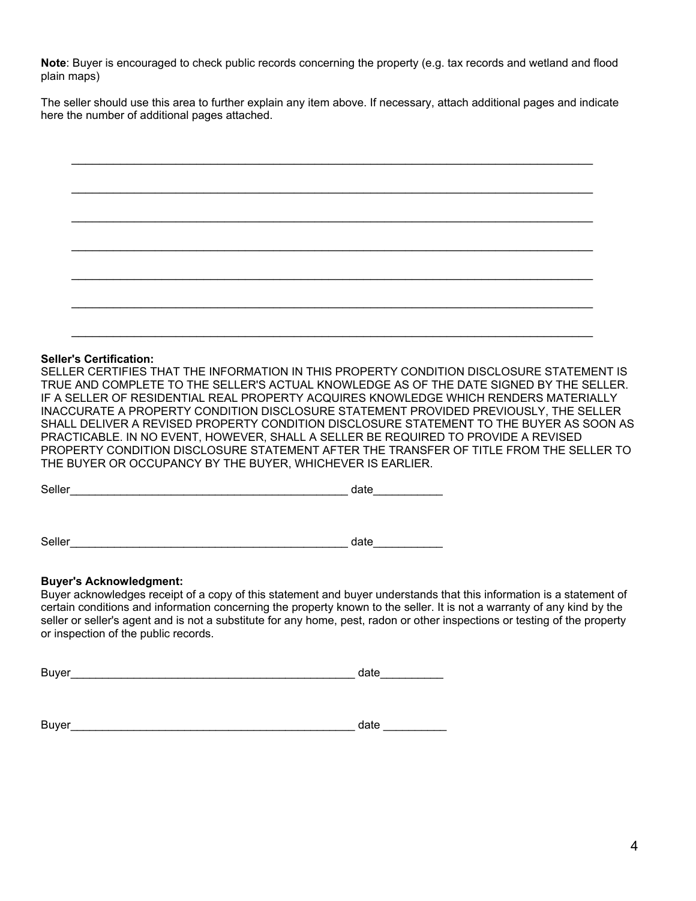**Note**: Buyer is encouraged to check public records concerning the property (e.g. tax records and wetland and flood plain maps)

The seller should use this area to further explain any item above. If necessary, attach additional pages and indicate here the number of additional pages attached.

_______________________________________________________________________________

_______________________________________________________________________________

_______________________________________________________________________________

_______________________________________________________________________________

_______________________________________________________________________________

_______________________________________________________________________________

_______________________________________________________________________________

**Seller's Certification:**
SELLER CERTIFIES THAT THE INFORMATION IN THIS PROPERTY CONDITION DISCLOSURE STATEMENT IS TRUE AND COMPLETE TO THE SELLER'S ACTUAL KNOWLEDGE AS OF THE DATE SIGNED BY THE SELLER. IF A SELLER OF RESIDENTIAL REAL PROPERTY ACQUIRES KNOWLEDGE WHICH RENDERS MATERIALLY INACCURATE A PROPERTY CONDITION DISCLOSURE STATEMENT PROVIDED PREVIOUSLY, THE SELLER SHALL DELIVER A REVISED PROPERTY CONDITION DISCLOSURE STATEMENT TO THE BUYER AS SOON AS PRACTICABLE. IN NO EVENT, HOWEVER, SHALL A SELLER BE REQUIRED TO PROVIDE A REVISED PROPERTY CONDITION DISCLOSURE STATEMENT AFTER THE TRANSFER OF TITLE FROM THE SELLER TO THE BUYER OR OCCUPANCY BY THE BUYER, WHICHEVER IS EARLIER.

Seller_____________________________________________ date___________

Seller_____________________________________________ date___________

**Buyer's Acknowledgment:**
Buyer acknowledges receipt of a copy of this statement and buyer understands that this information is a statement of certain conditions and information concerning the property known to the seller. It is not a warranty of any kind by the seller or seller's agent and is not a substitute for any home, pest, radon or other inspections or testing of the property or inspection of the public records.

Buyer_____________________________________________ date__________

Buyer_____________________________________________ date __________